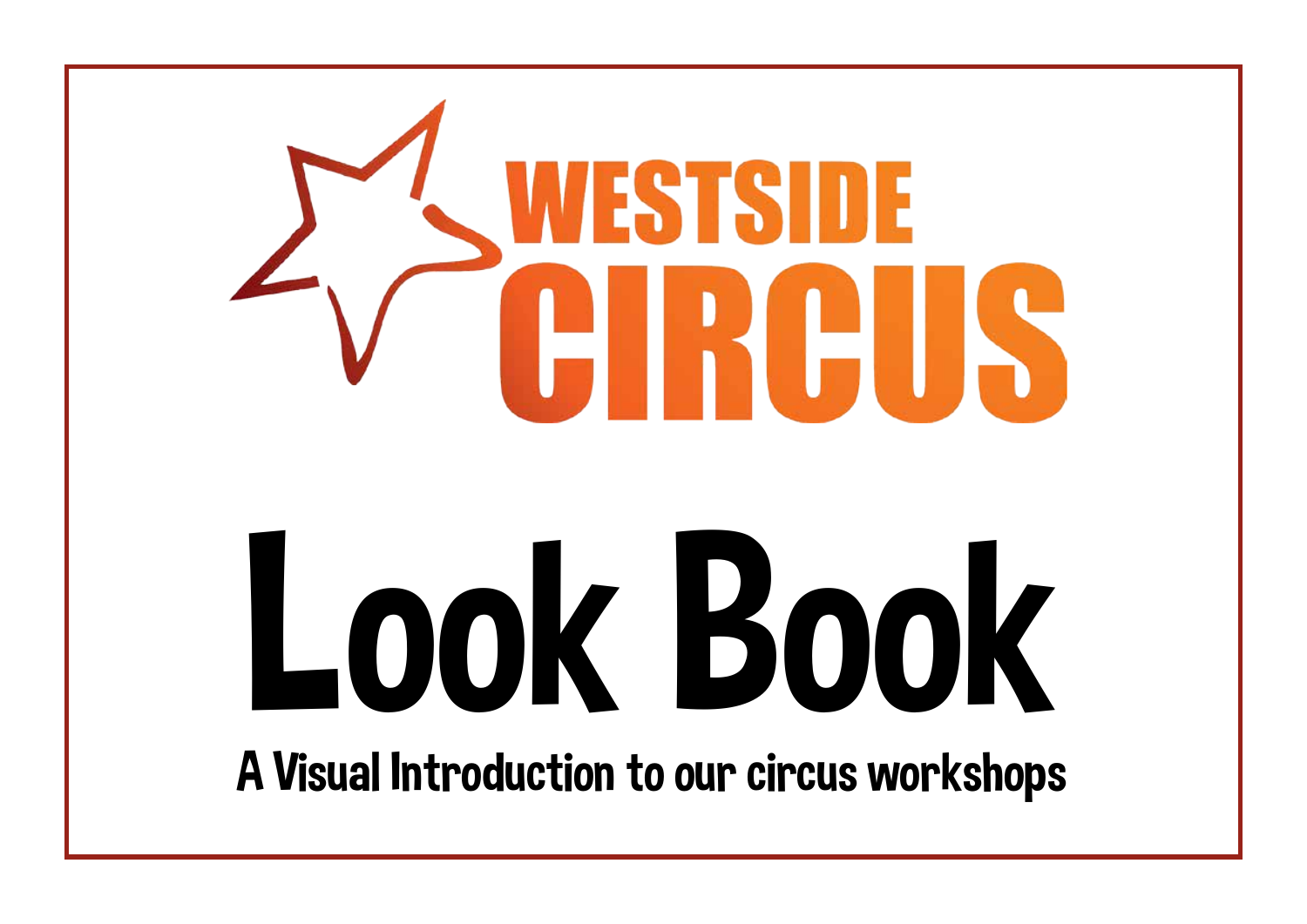WESTSIDE CIRCUS

# Look Book

A Visual Introduction to our circus workshops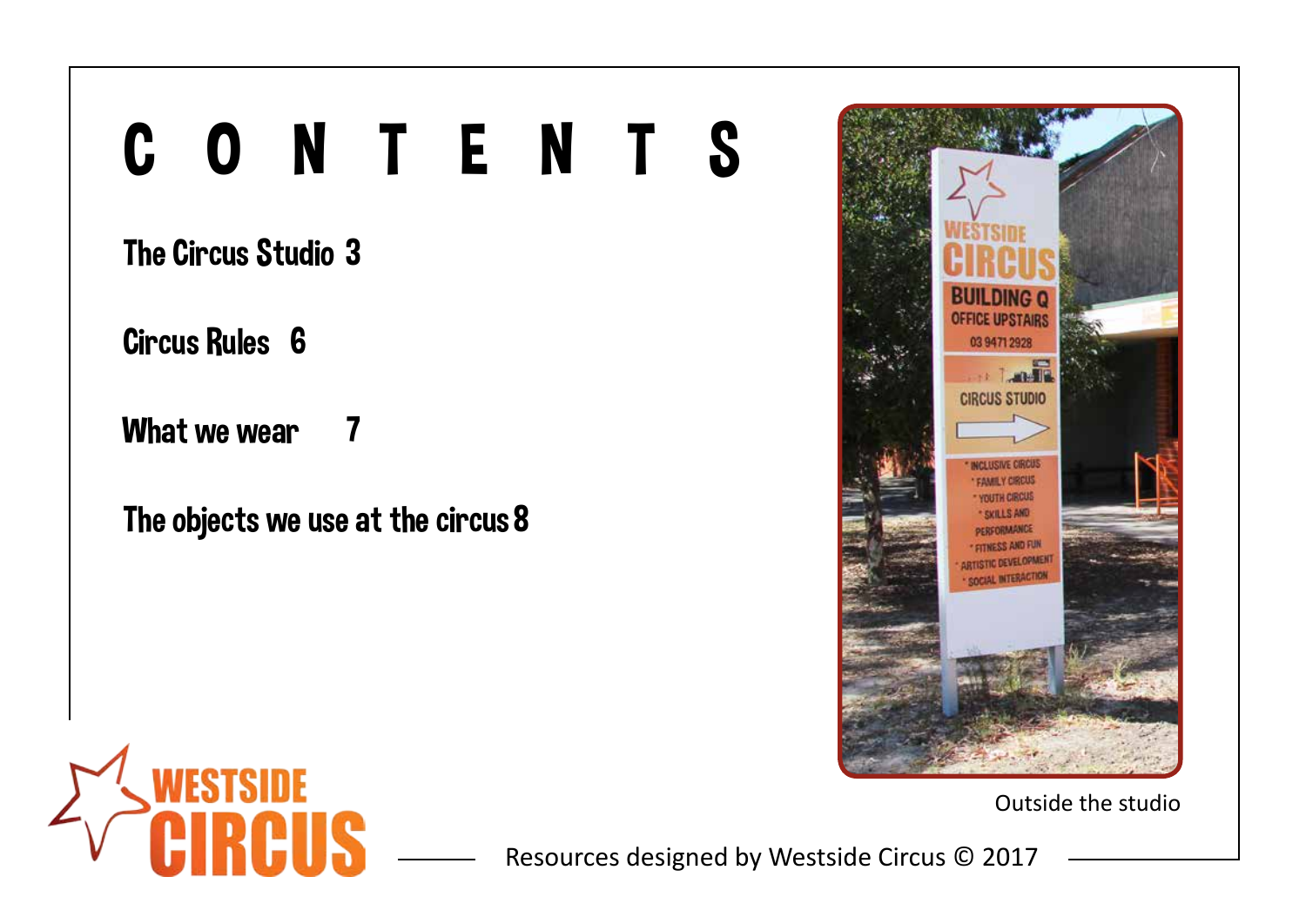# CONTENTS

The Circus Studio 3

Circus Rules 6

What we wear 7

The objects we use at the circus 8

Outside the studio

Resources designed by Westside Circus © 2017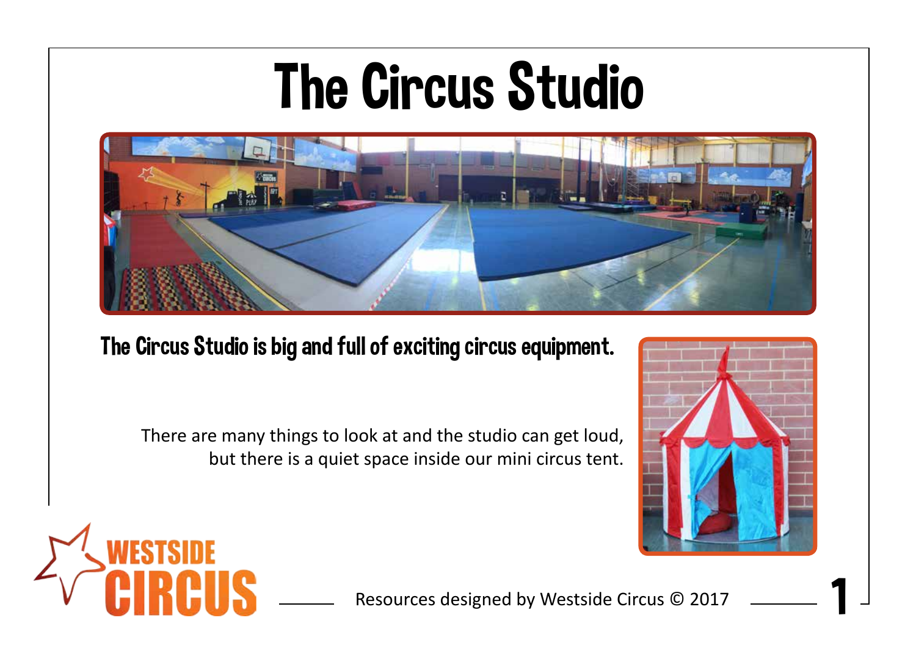# The Circus Studio

**The Circus Studio is big and full of exciting circus equipment.**

There are many things to look at and the studio can get loud, but there is a quiet space inside our mini circus tent.

Resources designed by Westside Circus © 2017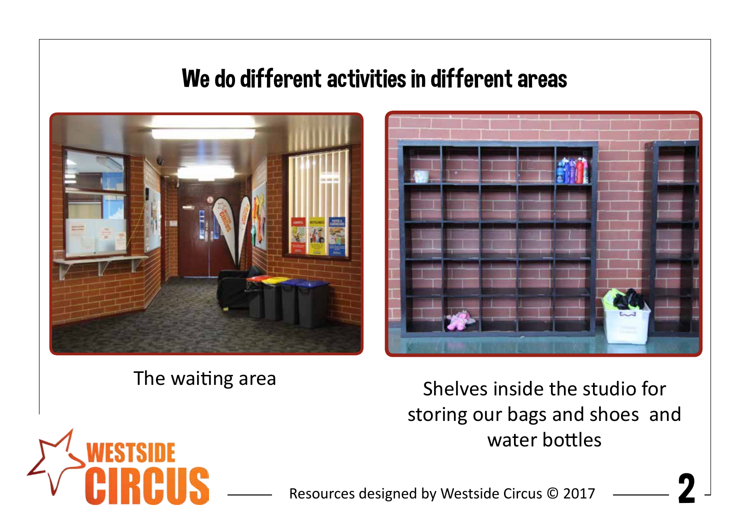# We do different activities in different areas

The waiting area

Shelves inside the studio for storing our bags and shoes and water bottles

Resources designed by Westside Circus © 2017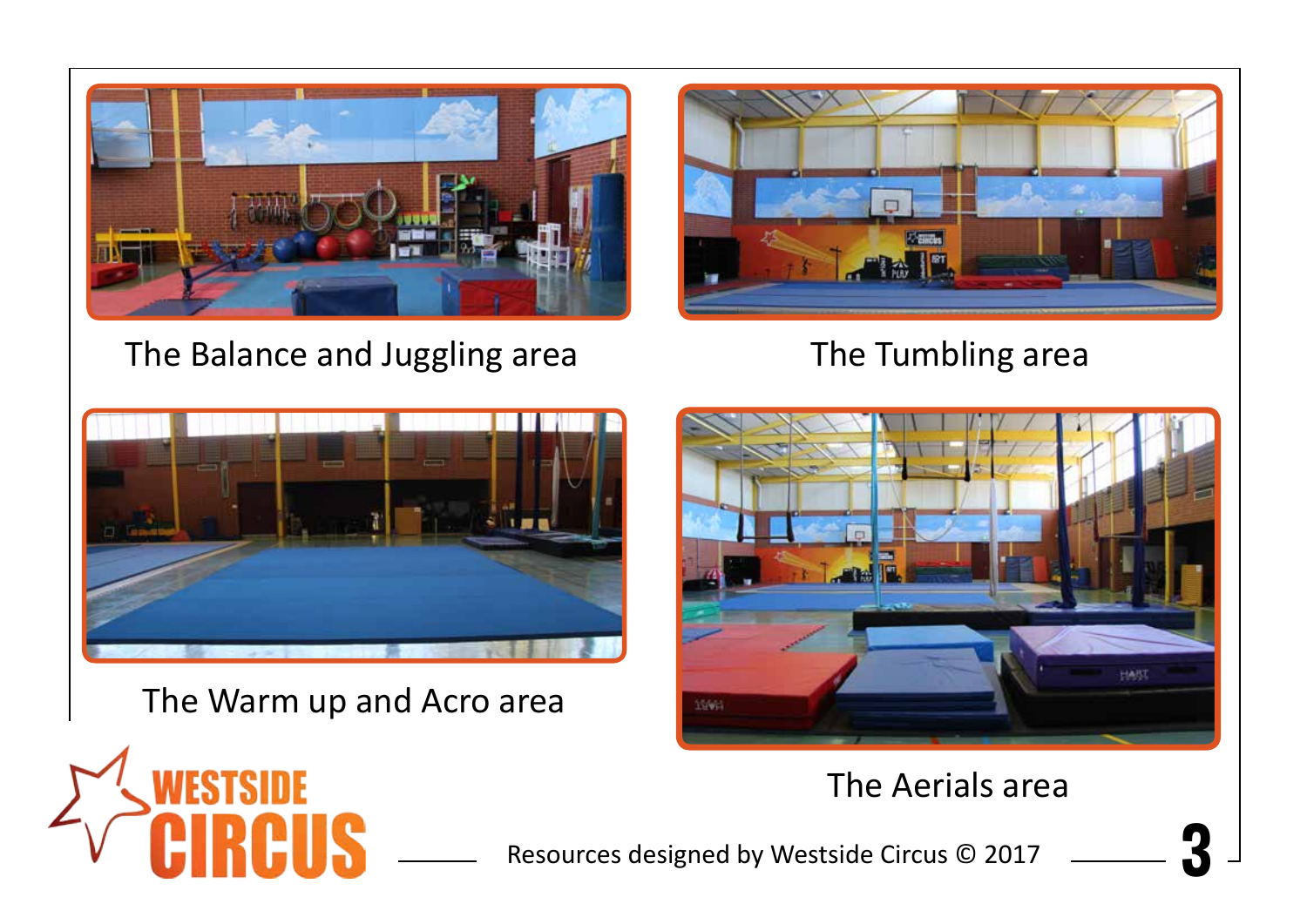The Balance and Juggling area

The Tumbling area

The Warm up and Acro area

The Aerials area

Resources designed by Westside Circus © 2017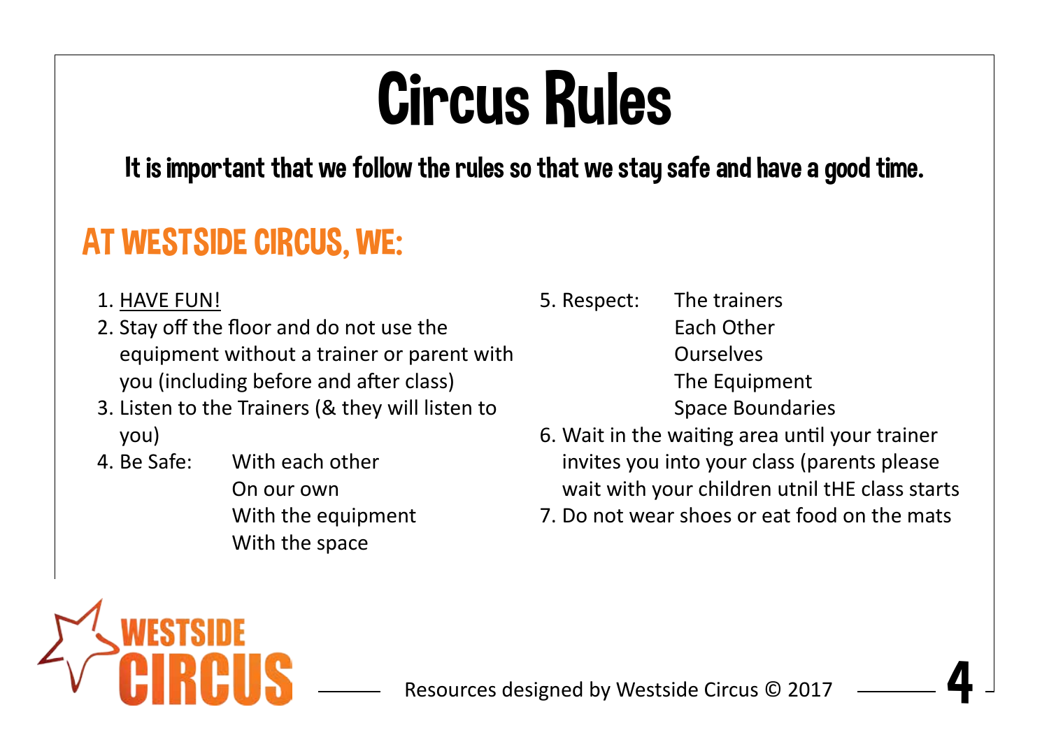# Circus Rules

**It is important that we follow the rules so that we stay safe and have a good time.**

## AT WESTSIDE CIRCUS, WE:

1. <u>HAVE FUN!</u>
2. Stay off the floor and do not use the equipment without a trainer or parent with you (including before and after class)
3. Listen to the Trainers (& they will listen to you)
4. Be Safe:
   - With each other
   - On our own
   - With the equipment
   - With the space
5. Respect:
   - The trainers
   - Each Other
   - Ourselves
   - The Equipment
   - Space Boundaries
6. Wait in the waiting area until your trainer invites you into your class (parents please wait with your children utnil tHE class starts
7. Do not wear shoes or eat food on the mats

WESTSIDE CIRCUS

Resources designed by Westside Circus © 2017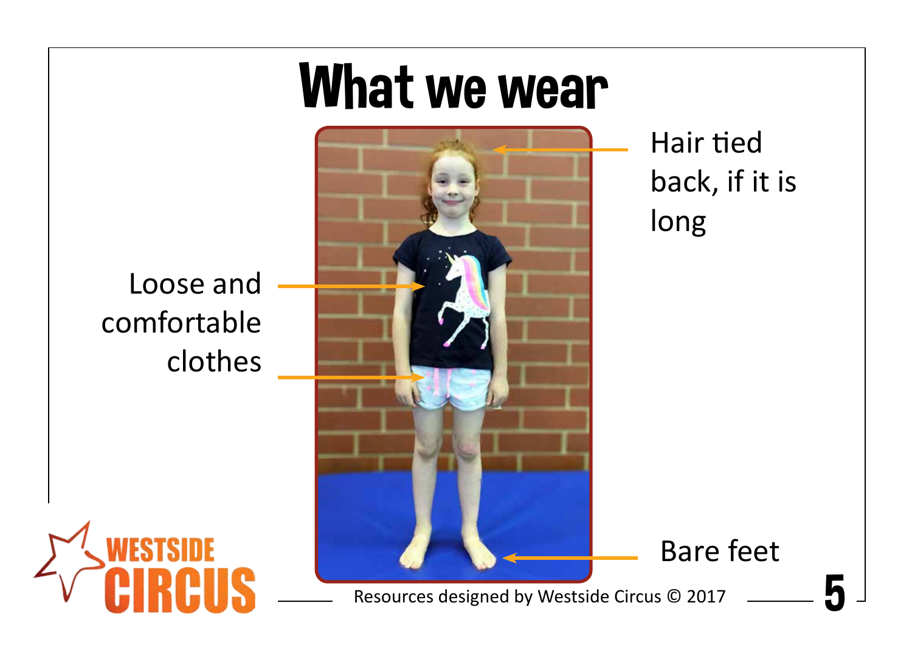# What we wear

Hair tied back, if it is long

Loose and comfortable clothes

Bare feet

Resources designed by Westside Circus © 2017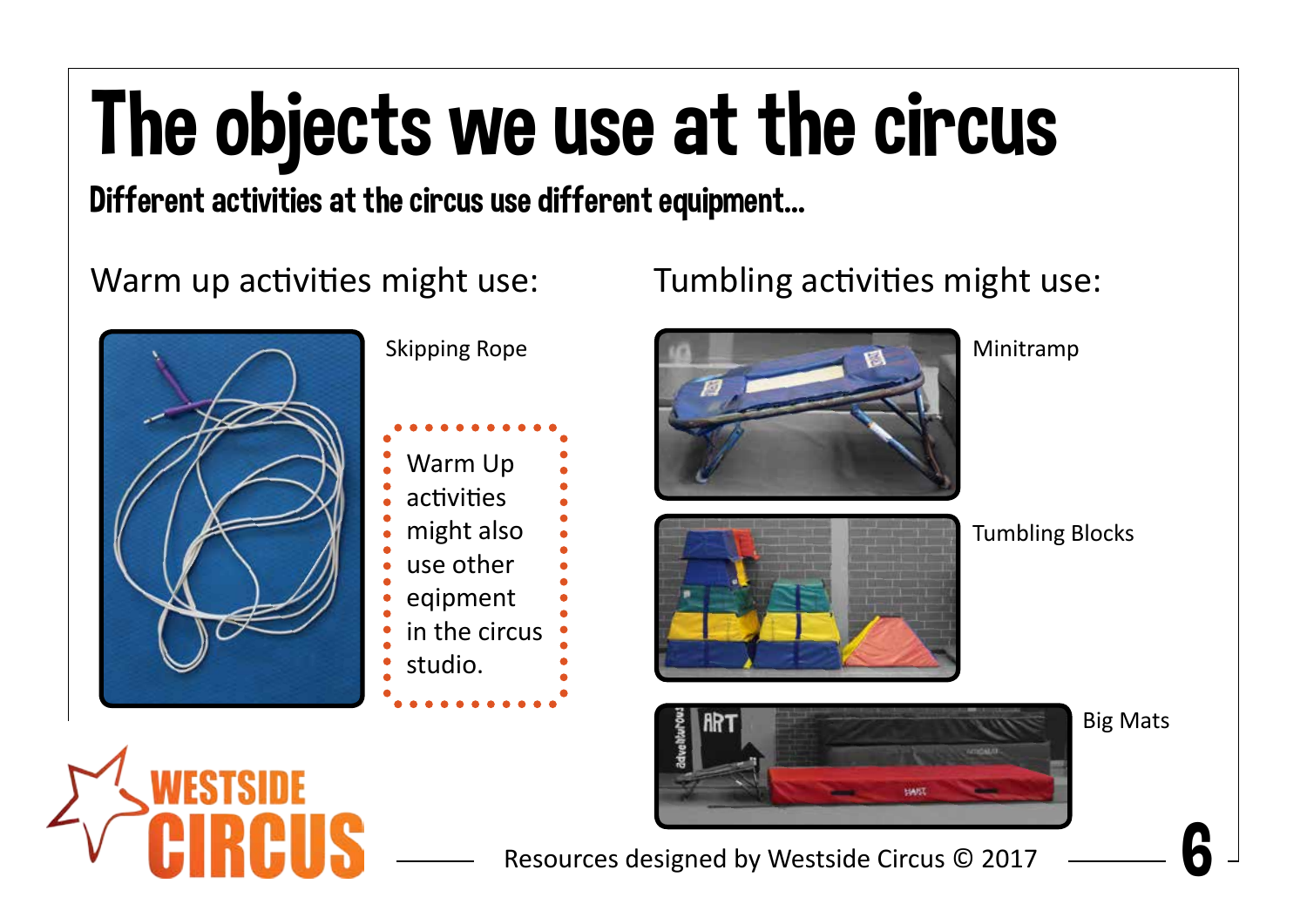# The objects we use at the circus

**Different activities at the circus use different equipment...**

Warm up activities might use:

Skipping Rope

Warm Up activities might also use other eqipment in the circus studio.

Tumbling activities might use:

Minitramp

Tumbling Blocks

Big Mats

WESTSIDE CIRCUS

Resources designed by Westside Circus © 2017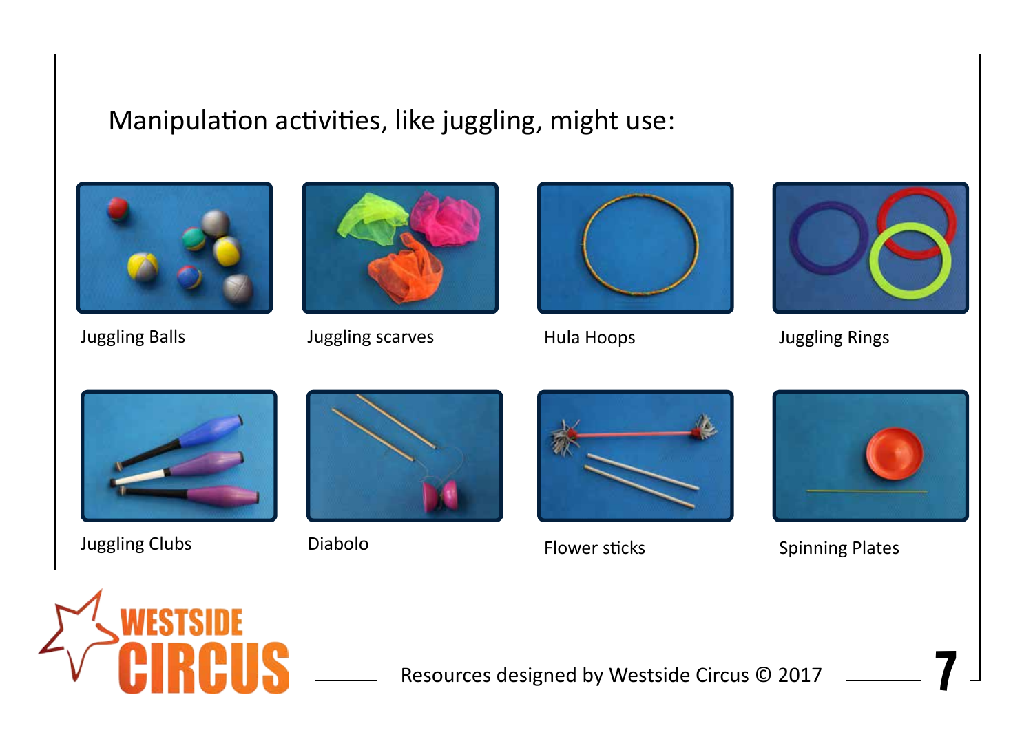Manipulation activities, like juggling, might use:

Juggling Balls

Juggling scarves

Hula Hoops

Juggling Rings

Juggling Clubs

Diabolo

Flower sticks

Spinning Plates

Resources designed by Westside Circus © 2017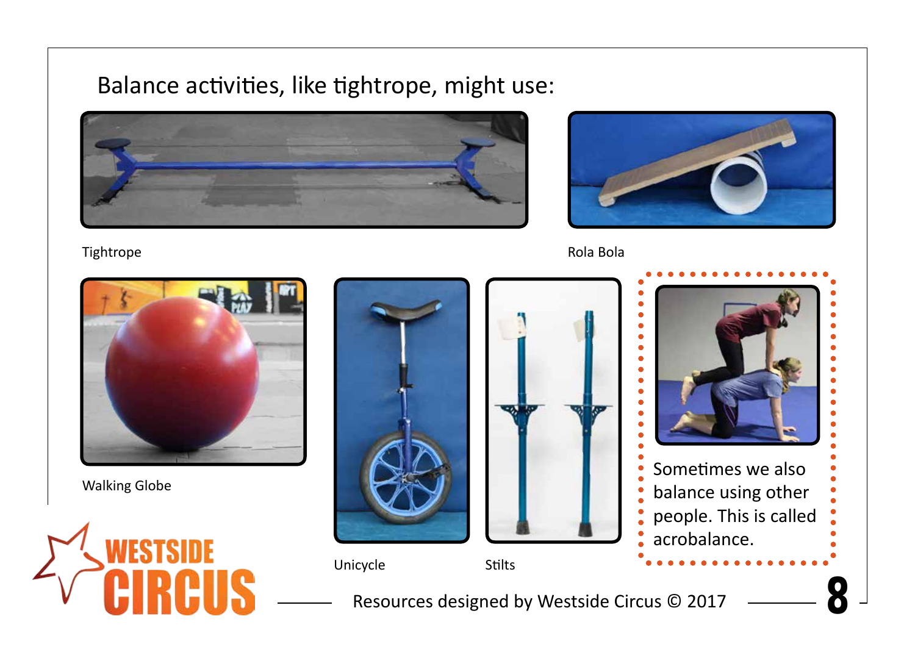Balance activities, like tightrope, might use:

Tightrope

Rola Bola

Walking Globe

Unicycle

Stilts

Sometimes we also balance using other people. This is called acrobalance.

Resources designed by Westside Circus © 2017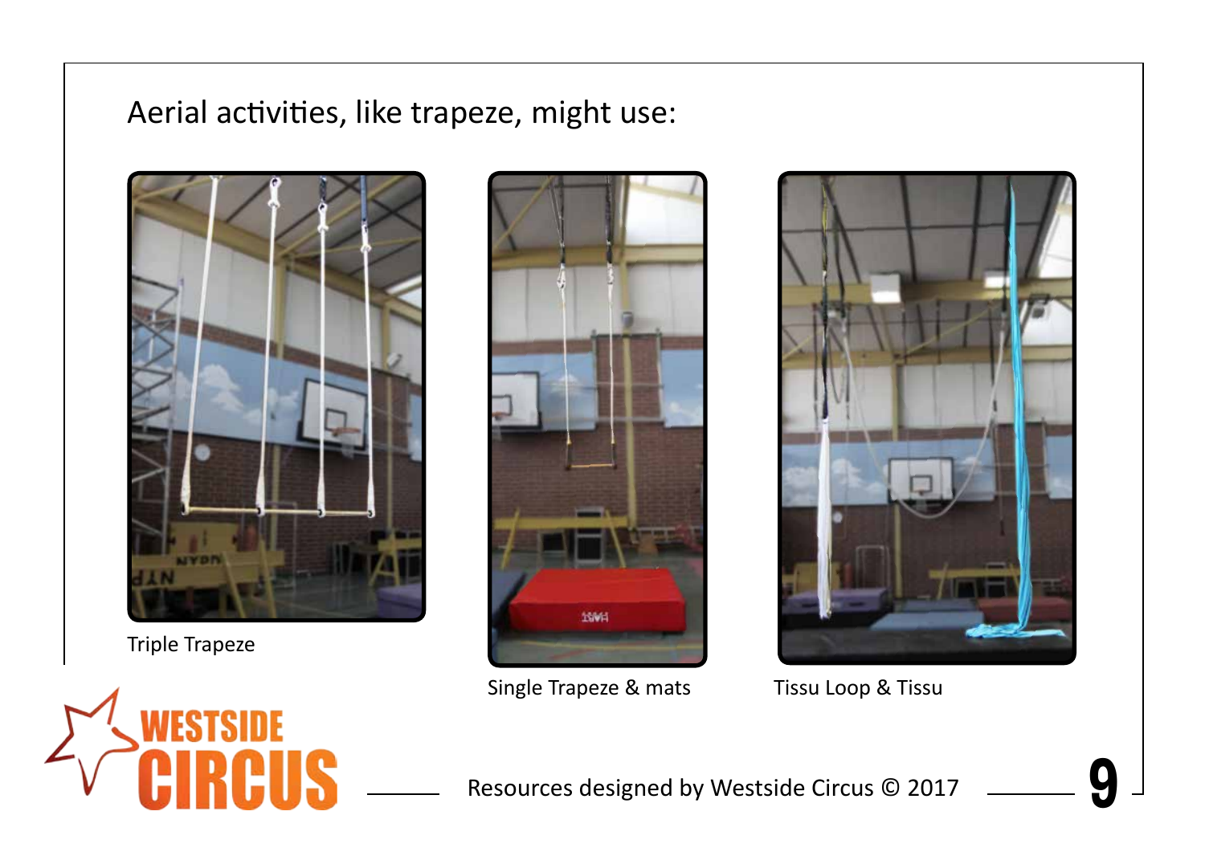Aerial activities, like trapeze, might use:

Triple Trapeze

Single Trapeze & mats

Tissu Loop & Tissu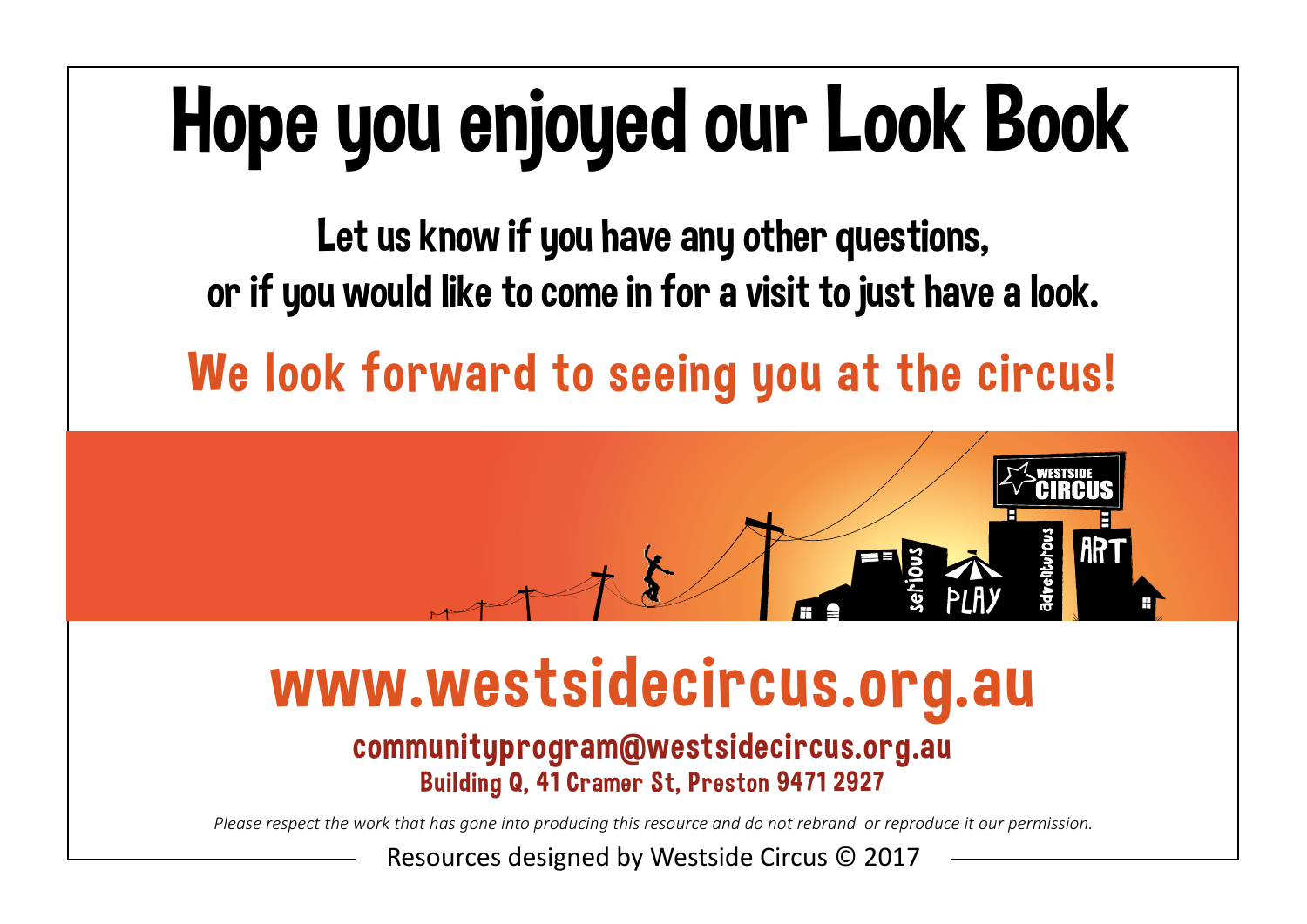# Hope you enjoyed our Look Book

## Let us know if you have any other questions, or if you would like to come in for a visit to just have a look.

## We look forward to seeing you at the circus!

# www.westsidecircus.org.au

**communityprogram@westsidecircus.org.au**
**Building Q, 41 Cramer St, Preston 9471 2927**

*Please respect the work that has gone into producing this resource and do not rebrand or reproduce it our permission.*

Resources designed by Westside Circus © 2017